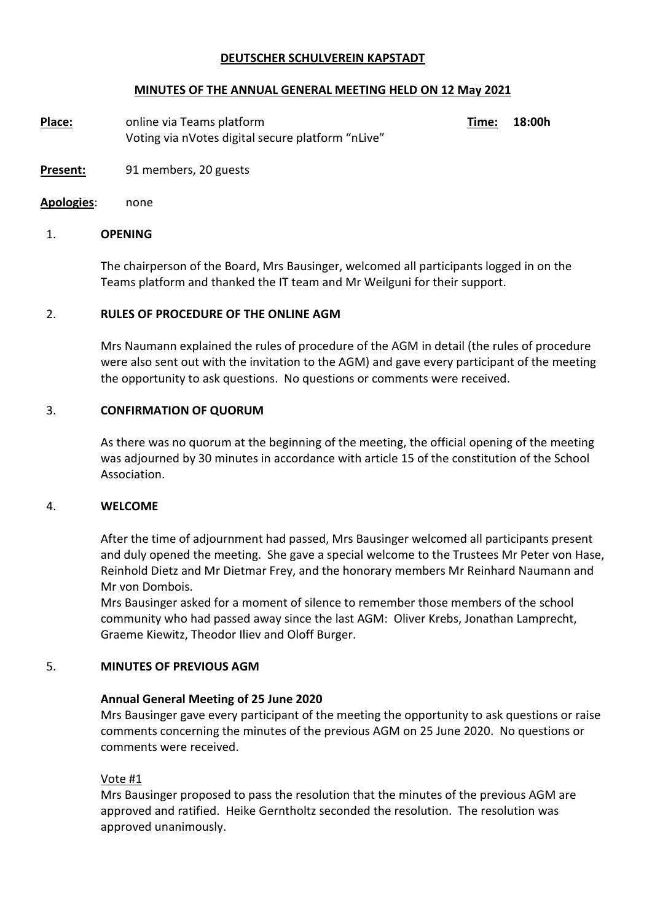**DEUTSCHER SCHULVEREIN KAPSTADT**

**MINUTES OF THE ANNUAL GENERAL MEETING HELD ON 12 May 2021**

**Place:** online via Teams platform
Voting via nVotes digital secure platform "nLive"

**Time:** **18:00h**

**Present:** 91 members, 20 guests

**Apologies**: none

## 1. OPENING

The chairperson of the Board, Mrs Bausinger, welcomed all participants logged in on the Teams platform and thanked the IT team and Mr Weilguni for their support.

## 2. RULES OF PROCEDURE OF THE ONLINE AGM

Mrs Naumann explained the rules of procedure of the AGM in detail (the rules of procedure were also sent out with the invitation to the AGM) and gave every participant of the meeting the opportunity to ask questions. No questions or comments were received.

## 3. CONFIRMATION OF QUORUM

As there was no quorum at the beginning of the meeting, the official opening of the meeting was adjourned by 30 minutes in accordance with article 15 of the constitution of the School Association.

## 4. WELCOME

After the time of adjournment had passed, Mrs Bausinger welcomed all participants present and duly opened the meeting. She gave a special welcome to the Trustees Mr Peter von Hase, Reinhold Dietz and Mr Dietmar Frey, and the honorary members Mr Reinhard Naumann and Mr von Dombois.

Mrs Bausinger asked for a moment of silence to remember those members of the school community who had passed away since the last AGM: Oliver Krebs, Jonathan Lamprecht, Graeme Kiewitz, Theodor Iliev and Oloff Burger.

## 5. MINUTES OF PREVIOUS AGM

**Annual General Meeting of 25 June 2020**

Mrs Bausinger gave every participant of the meeting the opportunity to ask questions or raise comments concerning the minutes of the previous AGM on 25 June 2020. No questions or comments were received.

Vote #1

Mrs Bausinger proposed to pass the resolution that the minutes of the previous AGM are approved and ratified. Heike Gerntholtz seconded the resolution. The resolution was approved unanimously.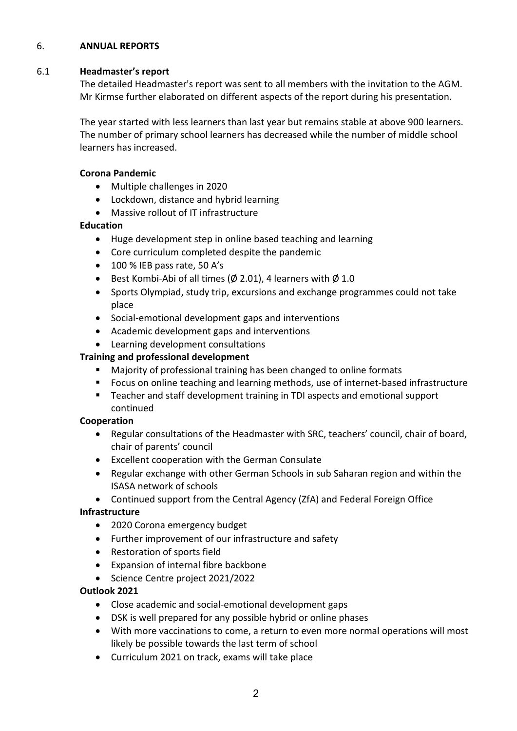## 6. ANNUAL REPORTS

### 6.1 Headmaster's report

The detailed Headmaster's report was sent to all members with the invitation to the AGM. Mr Kirmse further elaborated on different aspects of the report during his presentation.

The year started with less learners than last year but remains stable at above 900 learners. The number of primary school learners has decreased while the number of middle school learners has increased.

**Corona Pandemic**

- Multiple challenges in 2020
- Lockdown, distance and hybrid learning
- Massive rollout of IT infrastructure

**Education**

- Huge development step in online based teaching and learning
- Core curriculum completed despite the pandemic
- 100 % IEB pass rate, 50 A's
- Best Kombi-Abi of all times (Ø 2.01), 4 learners with Ø 1.0
- Sports Olympiad, study trip, excursions and exchange programmes could not take place
- Social-emotional development gaps and interventions
- Academic development gaps and interventions
- Learning development consultations

**Training and professional development**

- Majority of professional training has been changed to online formats
- Focus on online teaching and learning methods, use of internet-based infrastructure
- Teacher and staff development training in TDI aspects and emotional support continued

**Cooperation**

- Regular consultations of the Headmaster with SRC, teachers' council, chair of board, chair of parents' council
- Excellent cooperation with the German Consulate
- Regular exchange with other German Schools in sub Saharan region and within the ISASA network of schools
- Continued support from the Central Agency (ZfA) and Federal Foreign Office

**Infrastructure**

- 2020 Corona emergency budget
- Further improvement of our infrastructure and safety
- Restoration of sports field
- Expansion of internal fibre backbone
- Science Centre project 2021/2022

**Outlook 2021**

- Close academic and social-emotional development gaps
- DSK is well prepared for any possible hybrid or online phases
- With more vaccinations to come, a return to even more normal operations will most likely be possible towards the last term of school
- Curriculum 2021 on track, exams will take place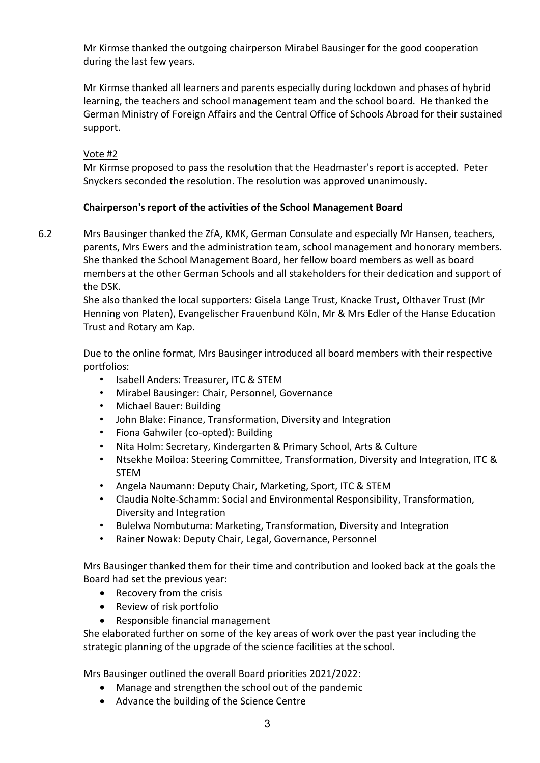Mr Kirmse thanked the outgoing chairperson Mirabel Bausinger for the good cooperation during the last few years.

Mr Kirmse thanked all learners and parents especially during lockdown and phases of hybrid learning, the teachers and school management team and the school board. He thanked the German Ministry of Foreign Affairs and the Central Office of Schools Abroad for their sustained support.

Vote #2

Mr Kirmse proposed to pass the resolution that the Headmaster's report is accepted. Peter Snyckers seconded the resolution. The resolution was approved unanimously.

**Chairperson's report of the activities of the School Management Board**

6.2 Mrs Bausinger thanked the ZfA, KMK, German Consulate and especially Mr Hansen, teachers, parents, Mrs Ewers and the administration team, school management and honorary members. She thanked the School Management Board, her fellow board members as well as board members at the other German Schools and all stakeholders for their dedication and support of the DSK.

She also thanked the local supporters: Gisela Lange Trust, Knacke Trust, Olthaver Trust (Mr Henning von Platen), Evangelischer Frauenbund Köln, Mr & Mrs Edler of the Hanse Education Trust and Rotary am Kap.

Due to the online format, Mrs Bausinger introduced all board members with their respective portfolios:

- Isabell Anders: Treasurer, ITC & STEM
- Mirabel Bausinger: Chair, Personnel, Governance
- Michael Bauer: Building
- John Blake: Finance, Transformation, Diversity and Integration
- Fiona Gahwiler (co-opted): Building
- Nita Holm: Secretary, Kindergarten & Primary School, Arts & Culture
- Ntsekhe Moiloa: Steering Committee, Transformation, Diversity and Integration, ITC & STEM
- Angela Naumann: Deputy Chair, Marketing, Sport, ITC & STEM
- Claudia Nolte-Schamm: Social and Environmental Responsibility, Transformation, Diversity and Integration
- Bulelwa Nombutuma: Marketing, Transformation, Diversity and Integration
- Rainer Nowak: Deputy Chair, Legal, Governance, Personnel

Mrs Bausinger thanked them for their time and contribution and looked back at the goals the Board had set the previous year:

- Recovery from the crisis
- Review of risk portfolio
- Responsible financial management

She elaborated further on some of the key areas of work over the past year including the strategic planning of the upgrade of the science facilities at the school.

Mrs Bausinger outlined the overall Board priorities 2021/2022:

- Manage and strengthen the school out of the pandemic
- Advance the building of the Science Centre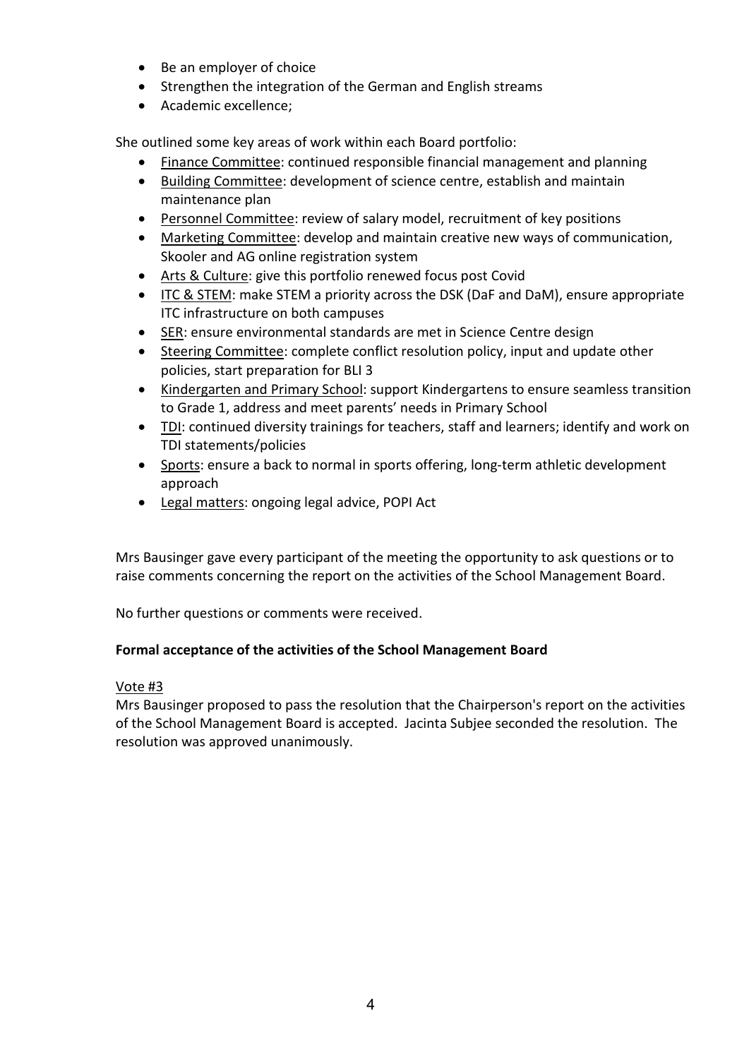- Be an employer of choice
- Strengthen the integration of the German and English streams
- Academic excellence;

She outlined some key areas of work within each Board portfolio:

- Finance Committee: continued responsible financial management and planning
- Building Committee: development of science centre, establish and maintain maintenance plan
- Personnel Committee: review of salary model, recruitment of key positions
- Marketing Committee: develop and maintain creative new ways of communication, Skooler and AG online registration system
- Arts & Culture: give this portfolio renewed focus post Covid
- ITC & STEM: make STEM a priority across the DSK (DaF and DaM), ensure appropriate ITC infrastructure on both campuses
- SER: ensure environmental standards are met in Science Centre design
- Steering Committee: complete conflict resolution policy, input and update other policies, start preparation for BLI 3
- Kindergarten and Primary School: support Kindergartens to ensure seamless transition to Grade 1, address and meet parents' needs in Primary School
- TDI: continued diversity trainings for teachers, staff and learners; identify and work on TDI statements/policies
- Sports: ensure a back to normal in sports offering, long-term athletic development approach
- Legal matters: ongoing legal advice, POPI Act

Mrs Bausinger gave every participant of the meeting the opportunity to ask questions or to raise comments concerning the report on the activities of the School Management Board.

No further questions or comments were received.

**Formal acceptance of the activities of the School Management Board**

Vote #3

Mrs Bausinger proposed to pass the resolution that the Chairperson's report on the activities of the School Management Board is accepted. Jacinta Subjee seconded the resolution. The resolution was approved unanimously.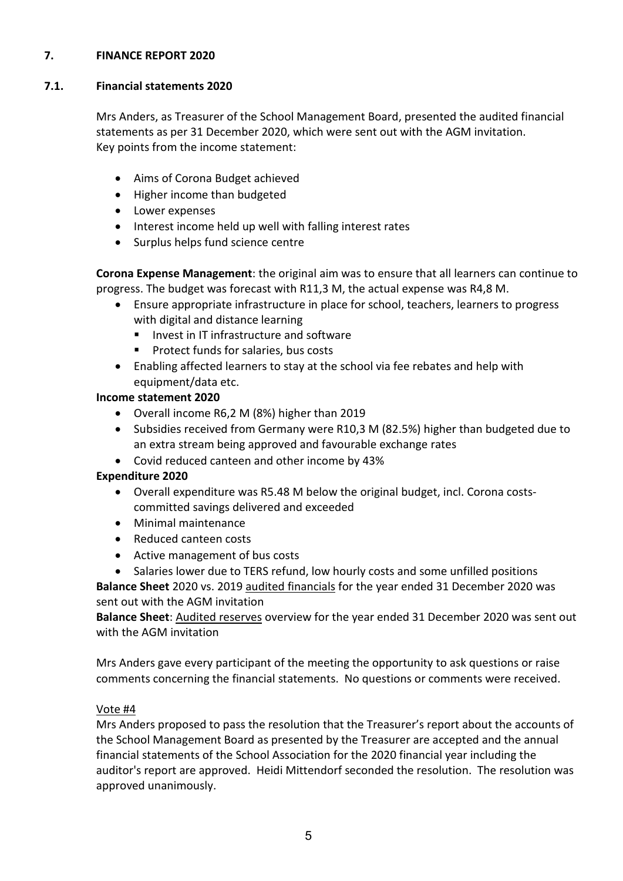## 7. FINANCE REPORT 2020

### 7.1. Financial statements 2020

Mrs Anders, as Treasurer of the School Management Board, presented the audited financial statements as per 31 December 2020, which were sent out with the AGM invitation.
Key points from the income statement:

- Aims of Corona Budget achieved
- Higher income than budgeted
- Lower expenses
- Interest income held up well with falling interest rates
- Surplus helps fund science centre

**Corona Expense Management**: the original aim was to ensure that all learners can continue to progress. The budget was forecast with R11,3 M, the actual expense was R4,8 M.

- Ensure appropriate infrastructure in place for school, teachers, learners to progress with digital and distance learning
  - Invest in IT infrastructure and software
  - Protect funds for salaries, bus costs
- Enabling affected learners to stay at the school via fee rebates and help with equipment/data etc.

**Income statement 2020**

- Overall income R6,2 M (8%) higher than 2019
- Subsidies received from Germany were R10,3 M (82.5%) higher than budgeted due to an extra stream being approved and favourable exchange rates
- Covid reduced canteen and other income by 43%

**Expenditure 2020**

- Overall expenditure was R5.48 M below the original budget, incl. Corona costs-committed savings delivered and exceeded
- Minimal maintenance
- Reduced canteen costs
- Active management of bus costs
- Salaries lower due to TERS refund, low hourly costs and some unfilled positions

**Balance Sheet** 2020 vs. 2019 audited financials for the year ended 31 December 2020 was sent out with the AGM invitation

**Balance Sheet**: Audited reserves overview for the year ended 31 December 2020 was sent out with the AGM invitation

Mrs Anders gave every participant of the meeting the opportunity to ask questions or raise comments concerning the financial statements. No questions or comments were received.

Vote #4

Mrs Anders proposed to pass the resolution that the Treasurer's report about the accounts of the School Management Board as presented by the Treasurer are accepted and the annual financial statements of the School Association for the 2020 financial year including the auditor's report are approved. Heidi Mittendorf seconded the resolution. The resolution was approved unanimously.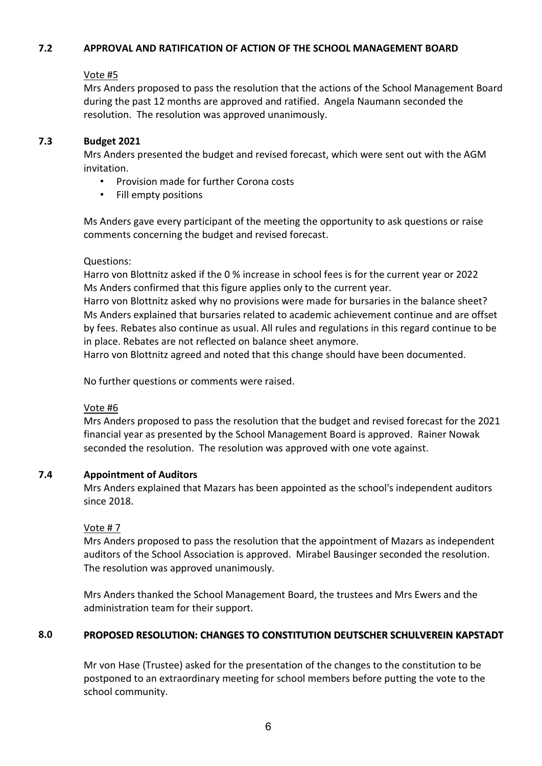### 7.2 APPROVAL AND RATIFICATION OF ACTION OF THE SCHOOL MANAGEMENT BOARD

Vote #5

Mrs Anders proposed to pass the resolution that the actions of the School Management Board during the past 12 months are approved and ratified. Angela Naumann seconded the resolution. The resolution was approved unanimously.

### 7.3 Budget 2021

Mrs Anders presented the budget and revised forecast, which were sent out with the AGM invitation.

- Provision made for further Corona costs
- Fill empty positions

Ms Anders gave every participant of the meeting the opportunity to ask questions or raise comments concerning the budget and revised forecast.

Questions:

Harro von Blottnitz asked if the 0 % increase in school fees is for the current year or 2022
Ms Anders confirmed that this figure applies only to the current year.
Harro von Blottnitz asked why no provisions were made for bursaries in the balance sheet?
Ms Anders explained that bursaries related to academic achievement continue and are offset by fees. Rebates also continue as usual. All rules and regulations in this regard continue to be in place. Rebates are not reflected on balance sheet anymore.
Harro von Blottnitz agreed and noted that this change should have been documented.

No further questions or comments were raised.

Vote #6

Mrs Anders proposed to pass the resolution that the budget and revised forecast for the 2021 financial year as presented by the School Management Board is approved. Rainer Nowak seconded the resolution. The resolution was approved with one vote against.

### 7.4 Appointment of Auditors

Mrs Anders explained that Mazars has been appointed as the school's independent auditors since 2018.

Vote # 7

Mrs Anders proposed to pass the resolution that the appointment of Mazars as independent auditors of the School Association is approved. Mirabel Bausinger seconded the resolution. The resolution was approved unanimously.

Mrs Anders thanked the School Management Board, the trustees and Mrs Ewers and the administration team for their support.

## 8.0 PROPOSED RESOLUTION: CHANGES TO CONSTITUTION DEUTSCHER SCHULVEREIN KAPSTADT

Mr von Hase (Trustee) asked for the presentation of the changes to the constitution to be postponed to an extraordinary meeting for school members before putting the vote to the school community.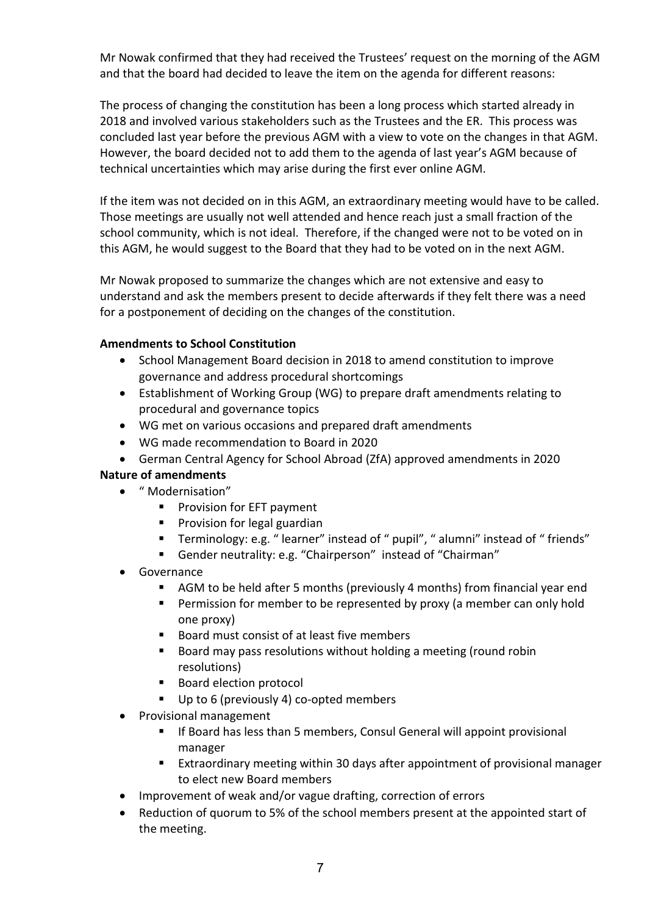Mr Nowak confirmed that they had received the Trustees' request on the morning of the AGM and that the board had decided to leave the item on the agenda for different reasons:

The process of changing the constitution has been a long process which started already in 2018 and involved various stakeholders such as the Trustees and the ER. This process was concluded last year before the previous AGM with a view to vote on the changes in that AGM. However, the board decided not to add them to the agenda of last year's AGM because of technical uncertainties which may arise during the first ever online AGM.

If the item was not decided on in this AGM, an extraordinary meeting would have to be called. Those meetings are usually not well attended and hence reach just a small fraction of the school community, which is not ideal. Therefore, if the changed were not to be voted on in this AGM, he would suggest to the Board that they had to be voted on in the next AGM.

Mr Nowak proposed to summarize the changes which are not extensive and easy to understand and ask the members present to decide afterwards if they felt there was a need for a postponement of deciding on the changes of the constitution.

**Amendments to School Constitution**

- School Management Board decision in 2018 to amend constitution to improve governance and address procedural shortcomings
- Establishment of Working Group (WG) to prepare draft amendments relating to procedural and governance topics
- WG met on various occasions and prepared draft amendments
- WG made recommendation to Board in 2020
- German Central Agency for School Abroad (ZfA) approved amendments in 2020

**Nature of amendments**

- " Modernisation"
  - Provision for EFT payment
  - Provision for legal guardian
  - Terminology: e.g. " learner" instead of " pupil", " alumni" instead of " friends"
  - Gender neutrality: e.g. "Chairperson" instead of "Chairman"
- Governance
  - AGM to be held after 5 months (previously 4 months) from financial year end
  - Permission for member to be represented by proxy (a member can only hold one proxy)
  - Board must consist of at least five members
  - Board may pass resolutions without holding a meeting (round robin resolutions)
  - Board election protocol
  - Up to 6 (previously 4) co-opted members
- Provisional management
  - If Board has less than 5 members, Consul General will appoint provisional manager
  - Extraordinary meeting within 30 days after appointment of provisional manager to elect new Board members
- Improvement of weak and/or vague drafting, correction of errors
- Reduction of quorum to 5% of the school members present at the appointed start of the meeting.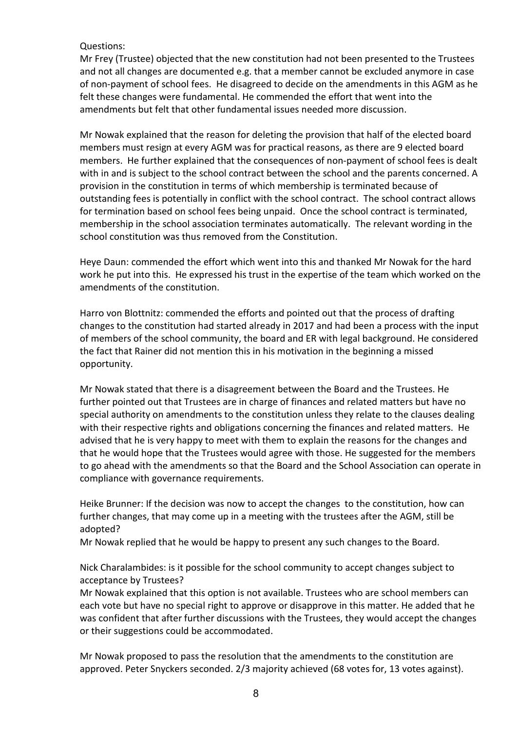Questions:

Mr Frey (Trustee) objected that the new constitution had not been presented to the Trustees and not all changes are documented e.g. that a member cannot be excluded anymore in case of non-payment of school fees. He disagreed to decide on the amendments in this AGM as he felt these changes were fundamental. He commended the effort that went into the amendments but felt that other fundamental issues needed more discussion.

Mr Nowak explained that the reason for deleting the provision that half of the elected board members must resign at every AGM was for practical reasons, as there are 9 elected board members. He further explained that the consequences of non-payment of school fees is dealt with in and is subject to the school contract between the school and the parents concerned. A provision in the constitution in terms of which membership is terminated because of outstanding fees is potentially in conflict with the school contract. The school contract allows for termination based on school fees being unpaid. Once the school contract is terminated, membership in the school association terminates automatically. The relevant wording in the school constitution was thus removed from the Constitution.

Heye Daun: commended the effort which went into this and thanked Mr Nowak for the hard work he put into this. He expressed his trust in the expertise of the team which worked on the amendments of the constitution.

Harro von Blottnitz: commended the efforts and pointed out that the process of drafting changes to the constitution had started already in 2017 and had been a process with the input of members of the school community, the board and ER with legal background. He considered the fact that Rainer did not mention this in his motivation in the beginning a missed opportunity.

Mr Nowak stated that there is a disagreement between the Board and the Trustees. He further pointed out that Trustees are in charge of finances and related matters but have no special authority on amendments to the constitution unless they relate to the clauses dealing with their respective rights and obligations concerning the finances and related matters. He advised that he is very happy to meet with them to explain the reasons for the changes and that he would hope that the Trustees would agree with those. He suggested for the members to go ahead with the amendments so that the Board and the School Association can operate in compliance with governance requirements.

Heike Brunner: If the decision was now to accept the changes to the constitution, how can further changes, that may come up in a meeting with the trustees after the AGM, still be adopted?
Mr Nowak replied that he would be happy to present any such changes to the Board.

Nick Charalambides: is it possible for the school community to accept changes subject to acceptance by Trustees?
Mr Nowak explained that this option is not available. Trustees who are school members can each vote but have no special right to approve or disapprove in this matter. He added that he was confident that after further discussions with the Trustees, they would accept the changes or their suggestions could be accommodated.

Mr Nowak proposed to pass the resolution that the amendments to the constitution are approved. Peter Snyckers seconded. 2/3 majority achieved (68 votes for, 13 votes against).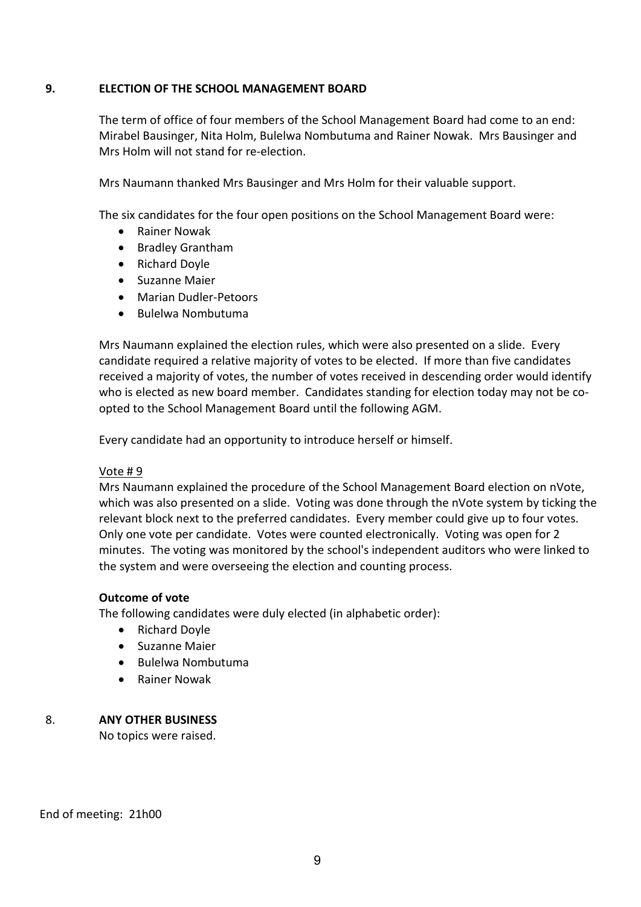## 9. ELECTION OF THE SCHOOL MANAGEMENT BOARD

The term of office of four members of the School Management Board had come to an end: Mirabel Bausinger, Nita Holm, Bulelwa Nombutuma and Rainer Nowak. Mrs Bausinger and Mrs Holm will not stand for re-election.

Mrs Naumann thanked Mrs Bausinger and Mrs Holm for their valuable support.

The six candidates for the four open positions on the School Management Board were:

- Rainer Nowak
- Bradley Grantham
- Richard Doyle
- Suzanne Maier
- Marian Dudler-Petoors
- Bulelwa Nombutuma

Mrs Naumann explained the election rules, which were also presented on a slide. Every candidate required a relative majority of votes to be elected. If more than five candidates received a majority of votes, the number of votes received in descending order would identify who is elected as new board member. Candidates standing for election today may not be co-opted to the School Management Board until the following AGM.

Every candidate had an opportunity to introduce herself or himself.

Vote # 9

Mrs Naumann explained the procedure of the School Management Board election on nVote, which was also presented on a slide. Voting was done through the nVote system by ticking the relevant block next to the preferred candidates. Every member could give up to four votes. Only one vote per candidate. Votes were counted electronically. Voting was open for 2 minutes. The voting was monitored by the school's independent auditors who were linked to the system and were overseeing the election and counting process.

**Outcome of vote**

The following candidates were duly elected (in alphabetic order):

- Richard Doyle
- Suzanne Maier
- Bulelwa Nombutuma
- Rainer Nowak

## 8. ANY OTHER BUSINESS

No topics were raised.

End of meeting: 21h00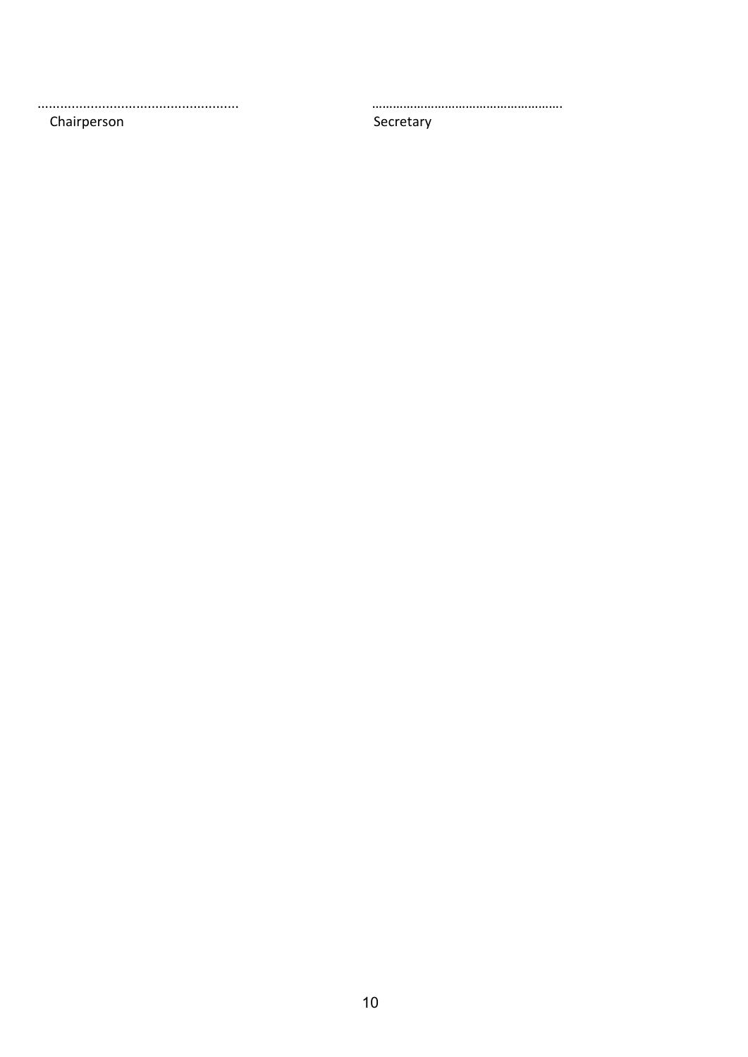.................................................... ……………………………………………….

Chairperson Secretary